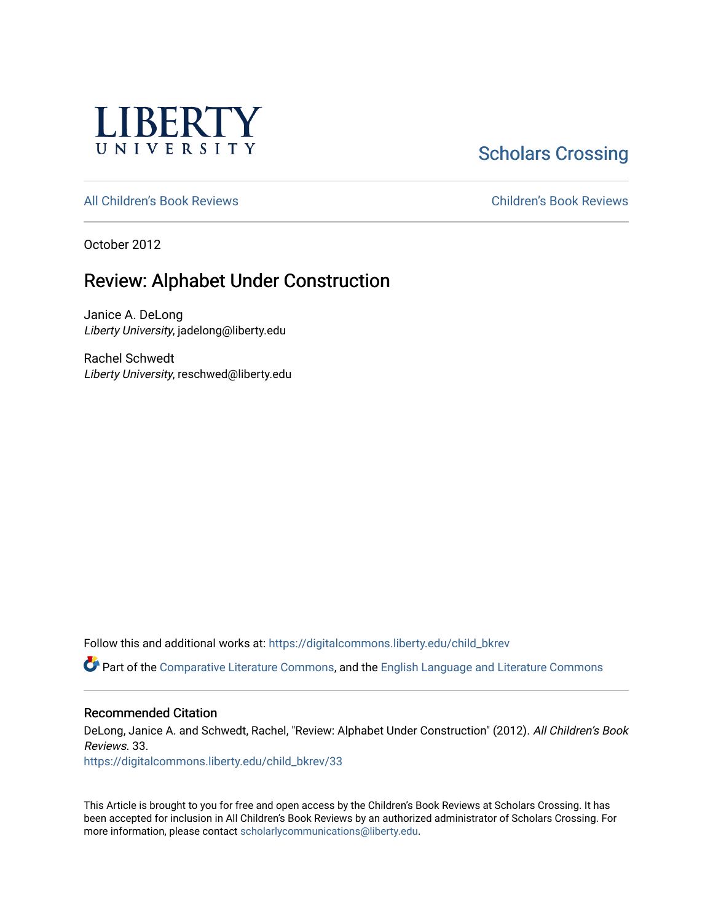LIBERTY UNIVERSITY

Scholars Crossing

All Children's Book Reviews

Children's Book Reviews

October 2012

# Review: Alphabet Under Construction

Janice A. DeLong
*Liberty University*, jadelong@liberty.edu

Rachel Schwedt
*Liberty University*, reschwed@liberty.edu

Follow this and additional works at: https://digitalcommons.liberty.edu/child_bkrev

Part of the Comparative Literature Commons, and the English Language and Literature Commons

## Recommended Citation

DeLong, Janice A. and Schwedt, Rachel, "Review: Alphabet Under Construction" (2012). *All Children's Book Reviews*. 33.
https://digitalcommons.liberty.edu/child_bkrev/33

This Article is brought to you for free and open access by the Children's Book Reviews at Scholars Crossing. It has been accepted for inclusion in All Children's Book Reviews by an authorized administrator of Scholars Crossing. For more information, please contact scholarlycommunications@liberty.edu.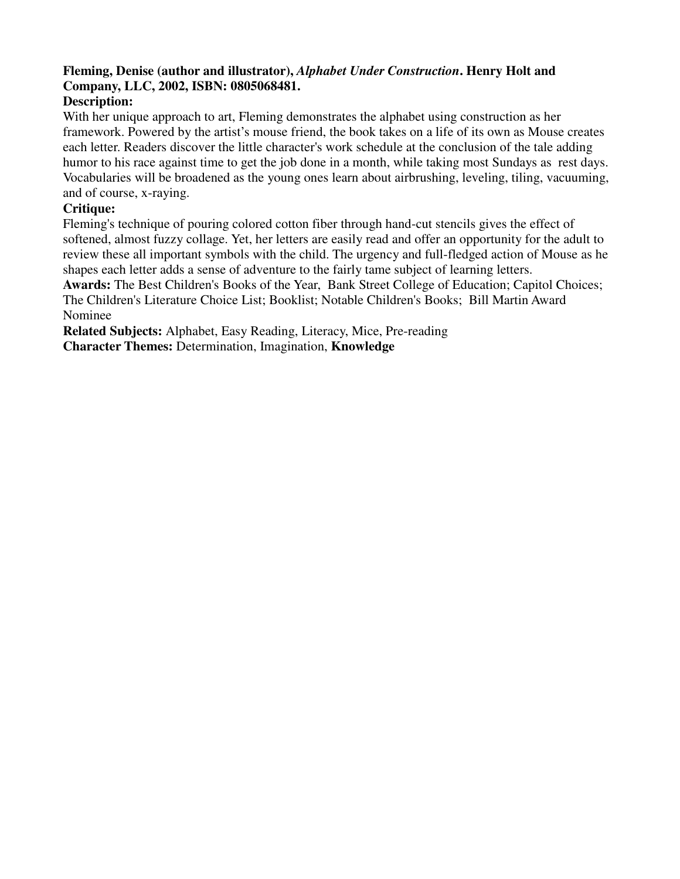**Fleming, Denise (author and illustrator),** ***Alphabet Under Construction*****. Henry Holt and Company, LLC, 2002, ISBN: 0805068481.**

**Description:**

With her unique approach to art, Fleming demonstrates the alphabet using construction as her framework. Powered by the artist's mouse friend, the book takes on a life of its own as Mouse creates each letter. Readers discover the little character's work schedule at the conclusion of the tale adding humor to his race against time to get the job done in a month, while taking most Sundays as rest days. Vocabularies will be broadened as the young ones learn about airbrushing, leveling, tiling, vacuuming, and of course, x-raying.

**Critique:**

Fleming's technique of pouring colored cotton fiber through hand-cut stencils gives the effect of softened, almost fuzzy collage. Yet, her letters are easily read and offer an opportunity for the adult to review these all important symbols with the child. The urgency and full-fledged action of Mouse as he shapes each letter adds a sense of adventure to the fairly tame subject of learning letters.

**Awards:** The Best Children's Books of the Year, Bank Street College of Education; Capitol Choices; The Children's Literature Choice List; Booklist; Notable Children's Books; Bill Martin Award Nominee

**Related Subjects:** Alphabet, Easy Reading, Literacy, Mice, Pre-reading

**Character Themes:** Determination, Imagination, **Knowledge**